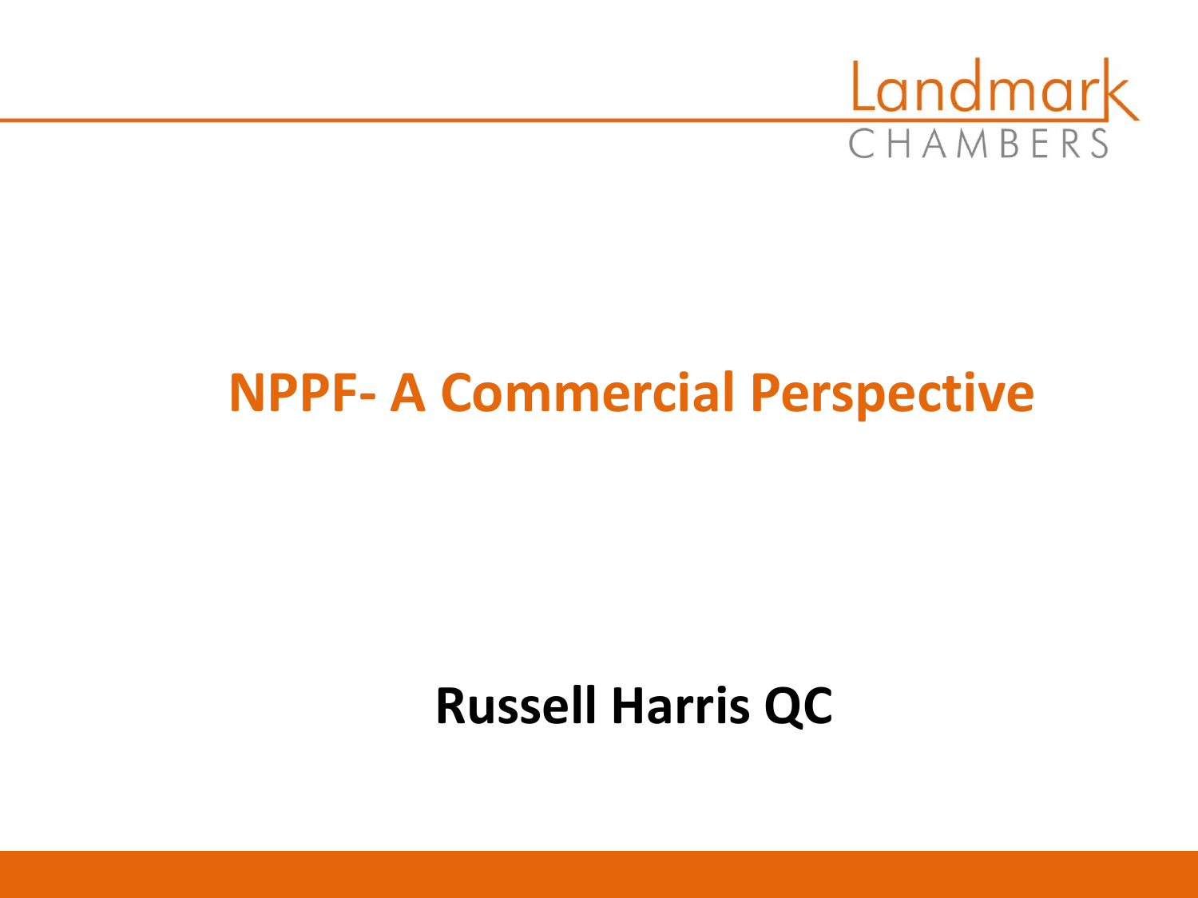Landmark CHAMBERS

# NPPF- A Commercial Perspective

**Russell Harris QC**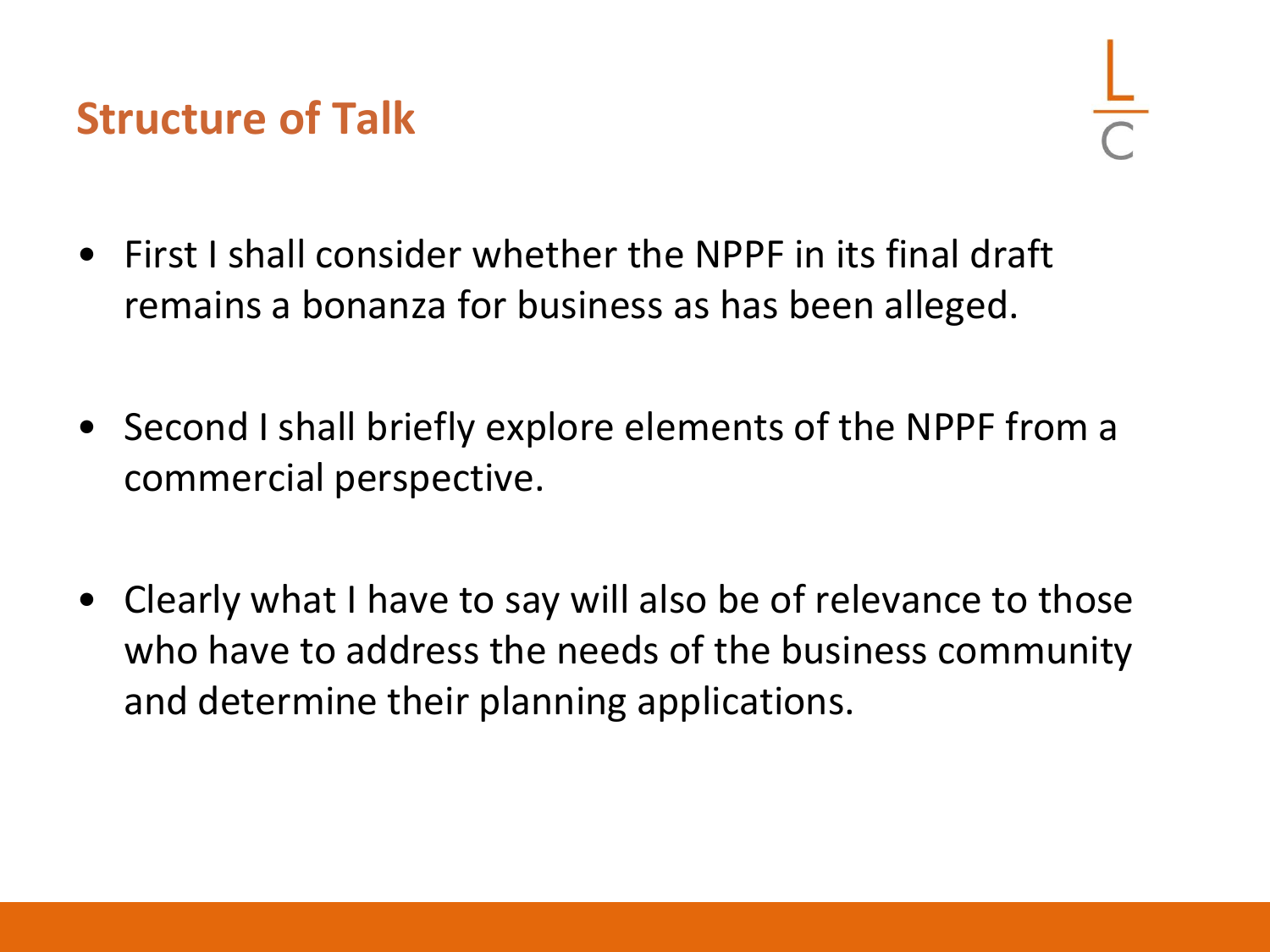## Structure of Talk

- First I shall consider whether the NPPF in its final draft remains a bonanza for business as has been alleged.
- Second I shall briefly explore elements of the NPPF from a commercial perspective.
- Clearly what I have to say will also be of relevance to those who have to address the needs of the business community and determine their planning applications.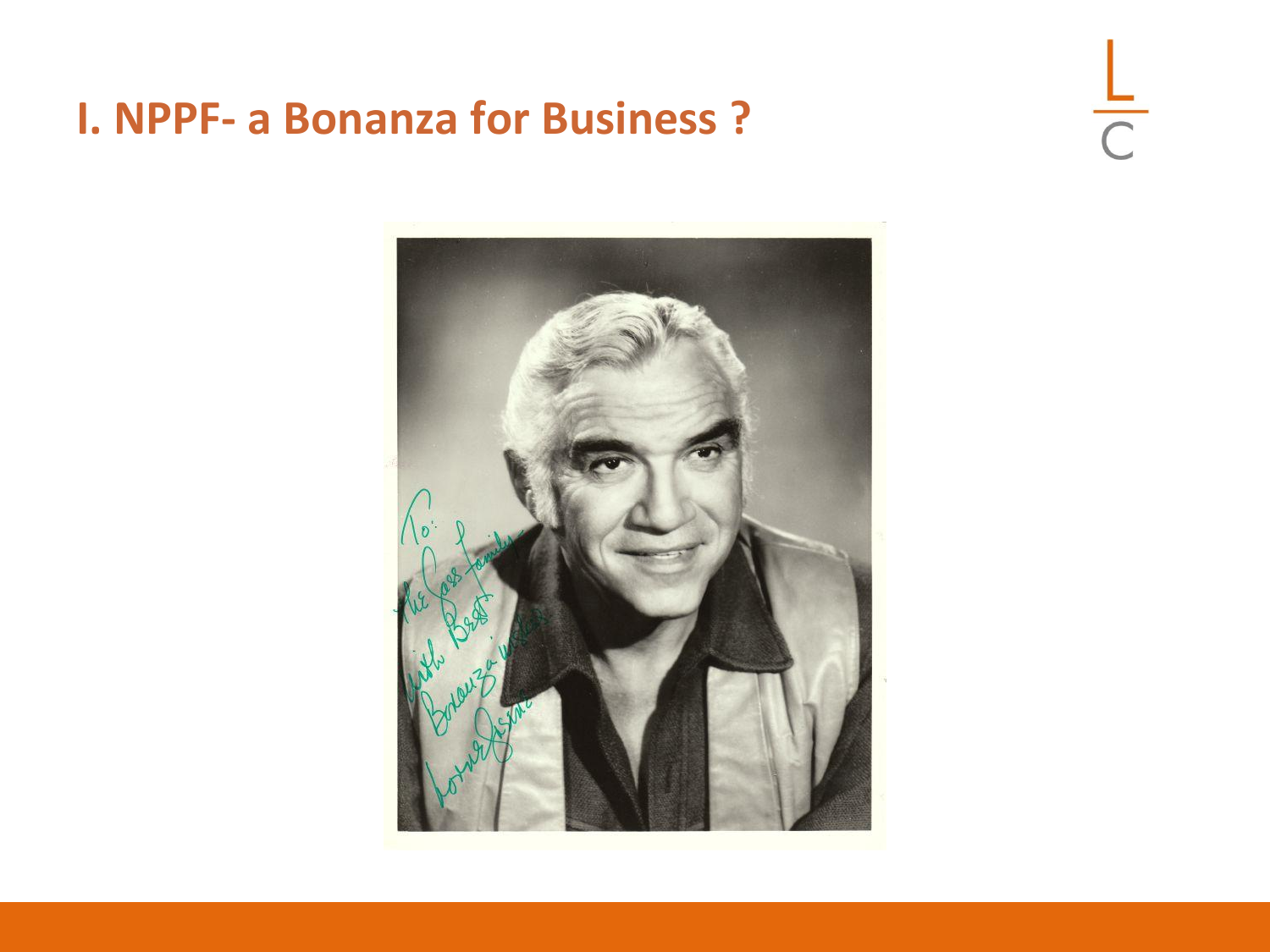# I. NPPF- a Bonanza for Business ?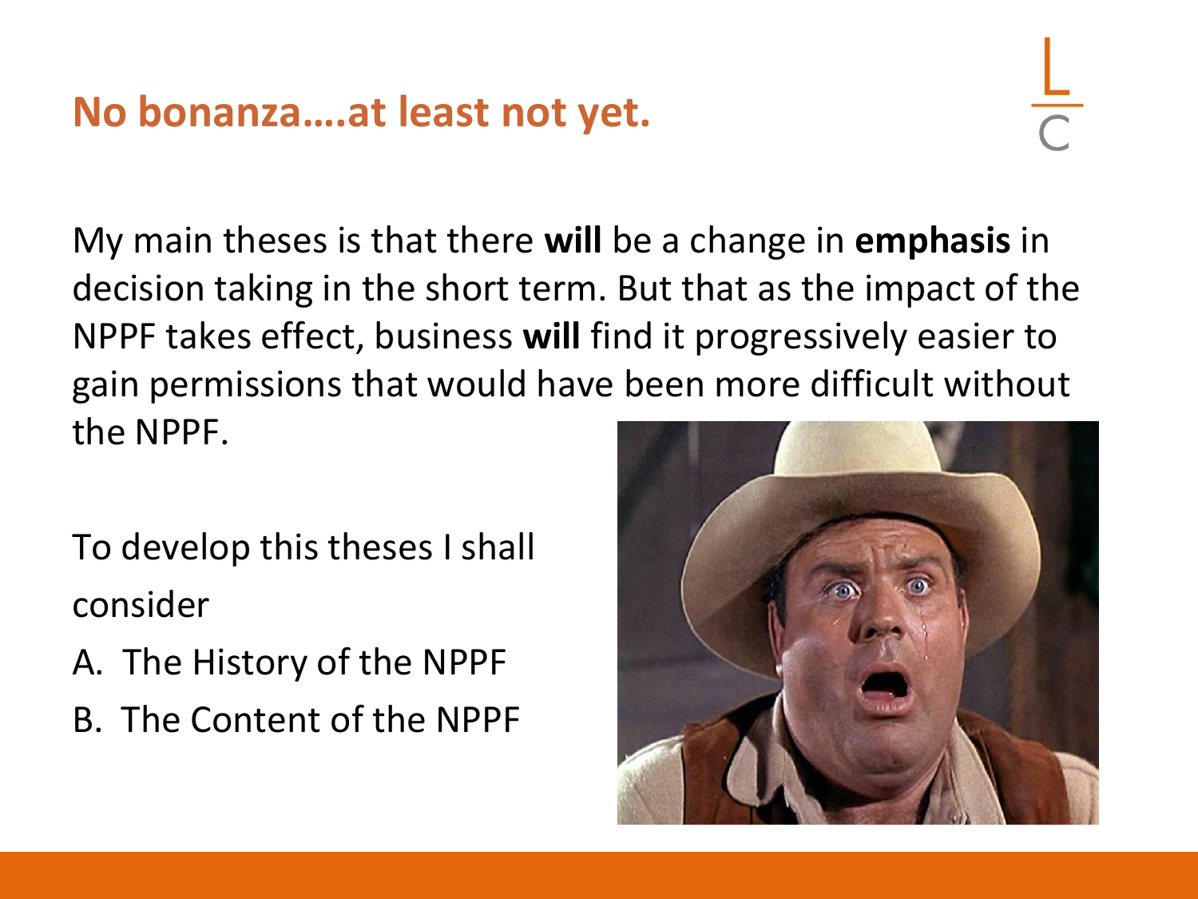## No bonanza….at least not yet.

My main theses is that there **will** be a change in **emphasis** in decision taking in the short term. But that as the impact of the NPPF takes effect, business **will** find it progressively easier to gain permissions that would have been more difficult without the NPPF.

To develop this theses I shall consider

A. The History of the NPPF
B. The Content of the NPPF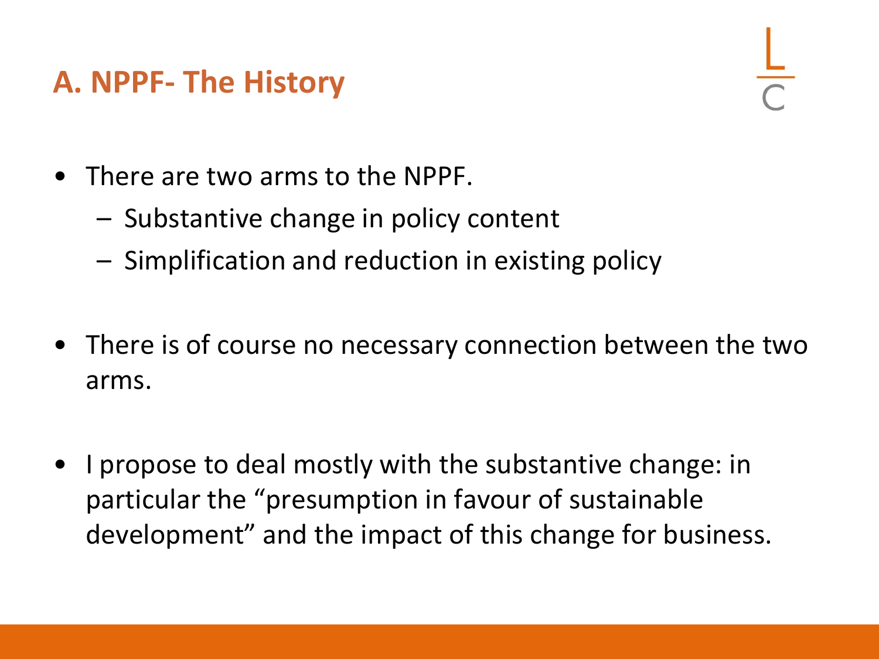## A. NPPF- The History

- There are two arms to the NPPF.
  - Substantive change in policy content
  - Simplification and reduction in existing policy
- There is of course no necessary connection between the two arms.
- I propose to deal mostly with the substantive change: in particular the "presumption in favour of sustainable development" and the impact of this change for business.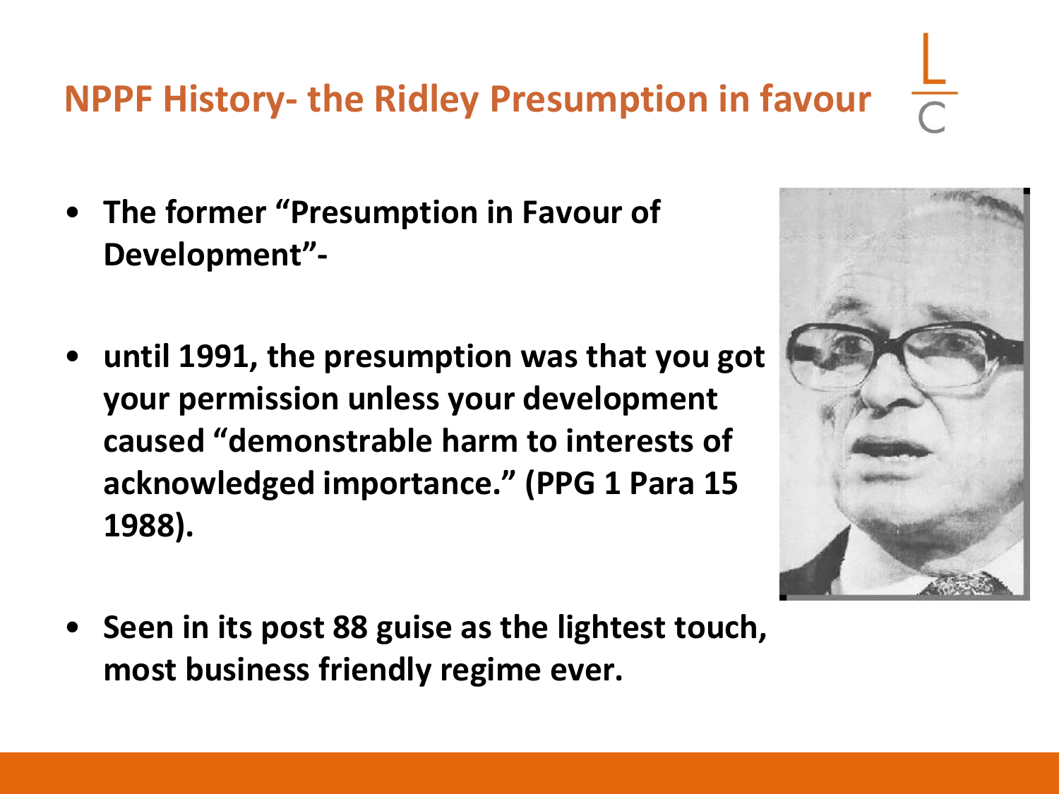## NPPF History- the Ridley Presumption in favour

- **The former "Presumption in Favour of Development"-**
- **until 1991, the presumption was that you got your permission unless your development caused "demonstrable harm to interests of acknowledged importance." (PPG 1 Para 15 1988).**
- **Seen in its post 88 guise as the lightest touch, most business friendly regime ever.**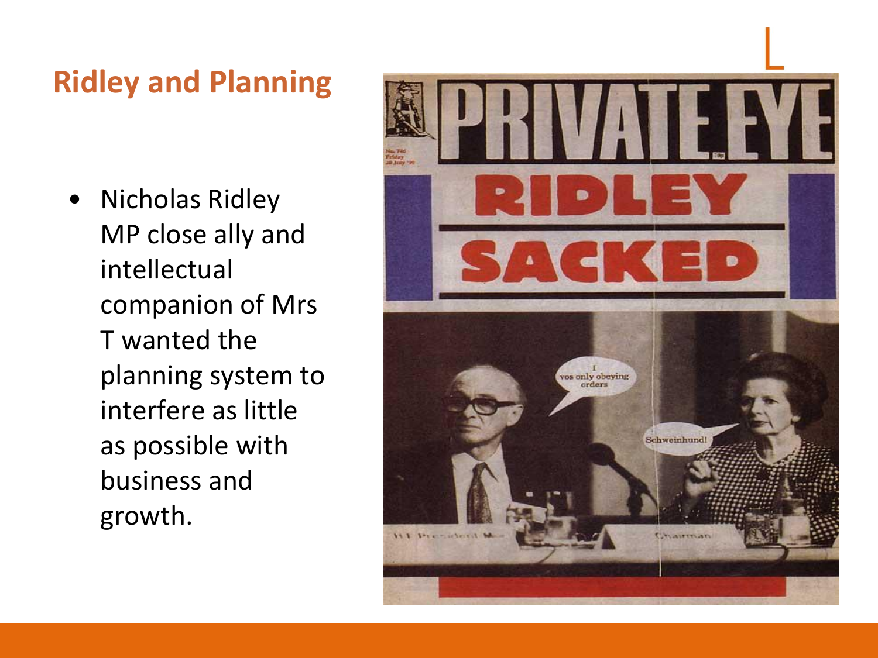## Ridley and Planning

- Nicholas Ridley MP close ally and intellectual companion of Mrs T wanted the planning system to interfere as little as possible with business and growth.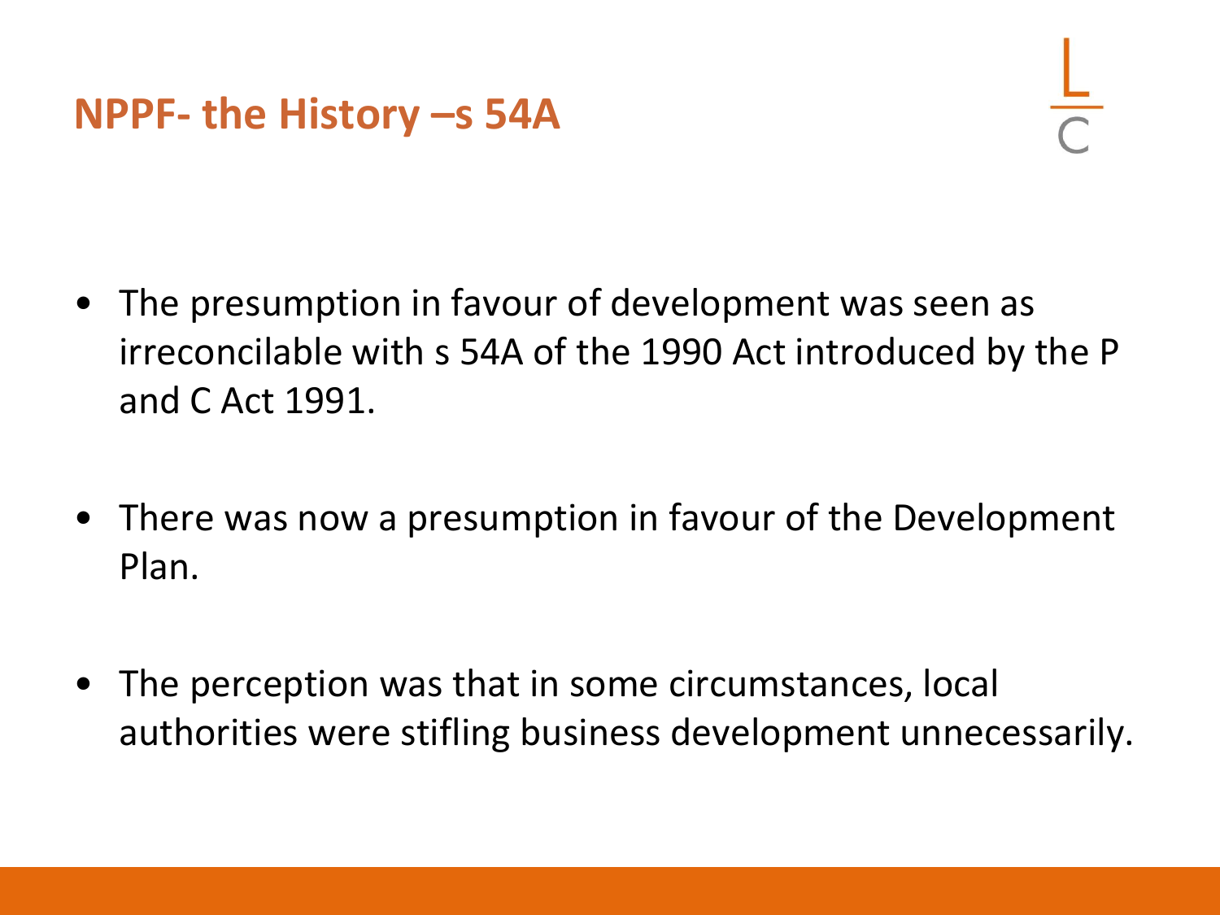# NPPF- the History –s 54A

- The presumption in favour of development was seen as irreconcilable with s 54A of the 1990 Act introduced by the P and C Act 1991.

- There was now a presumption in favour of the Development Plan.

- The perception was that in some circumstances, local authorities were stifling business development unnecessarily.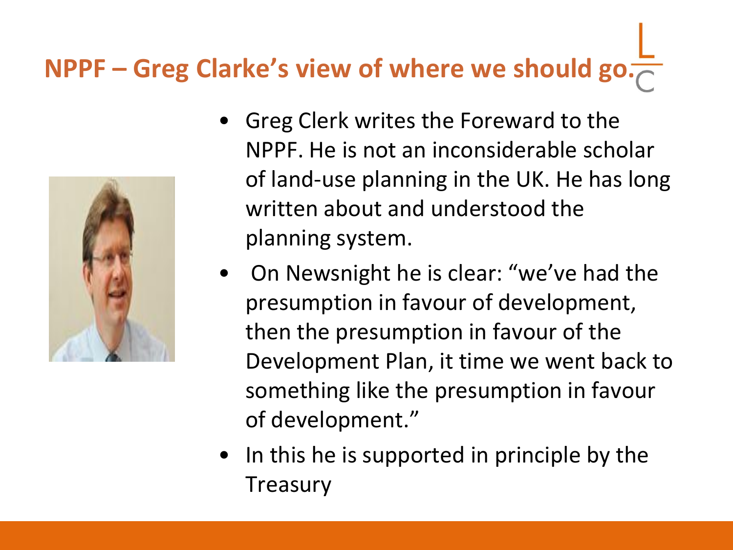# NPPF – Greg Clarke's view of where we should go.

- Greg Clerk writes the Foreward to the NPPF. He is not an inconsiderable scholar of land-use planning in the UK. He has long written about and understood the planning system.
- On Newsnight he is clear: "we've had the presumption in favour of development, then the presumption in favour of the Development Plan, it time we went back to something like the presumption in favour of development."
- In this he is supported in principle by the Treasury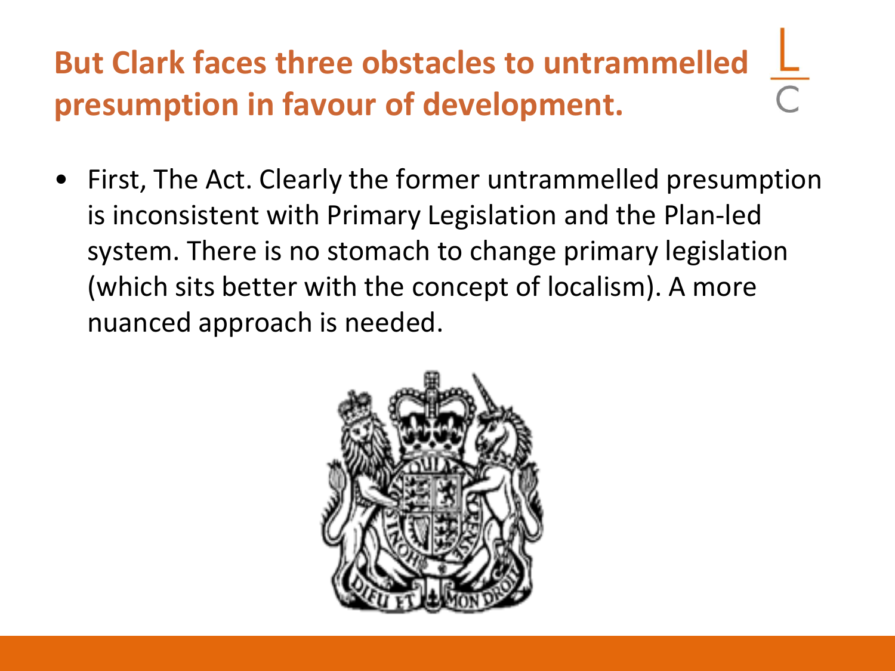## But Clark faces three obstacles to untrammelled presumption in favour of development.

- First, The Act. Clearly the former untrammelled presumption is inconsistent with Primary Legislation and the Plan-led system. There is no stomach to change primary legislation (which sits better with the concept of localism). A more nuanced approach is needed.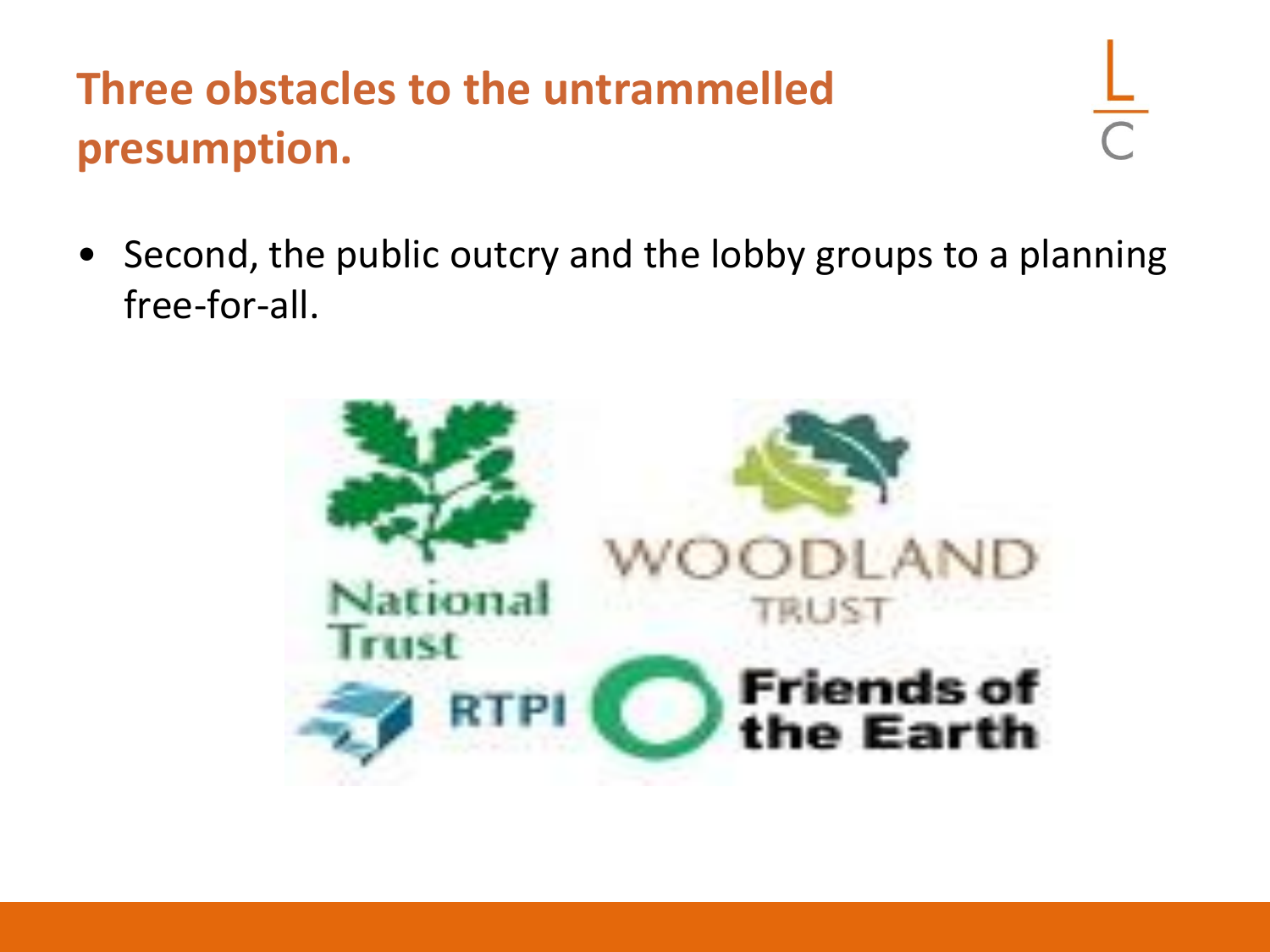## Three obstacles to the untrammelled presumption.

- Second, the public outcry and the lobby groups to a planning free-for-all.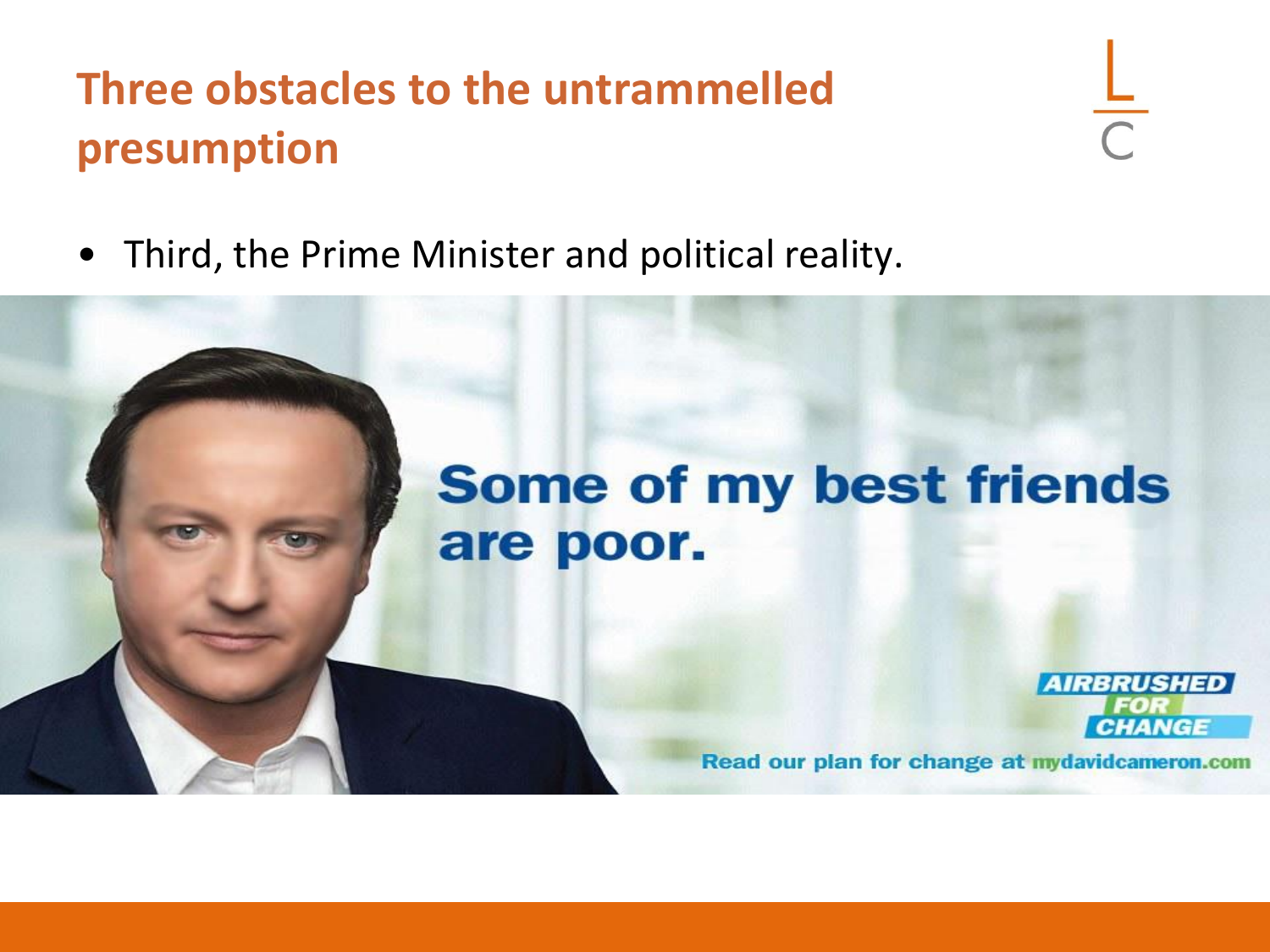# Three obstacles to the untrammelled presumption

- Third, the Prime Minister and political reality.

Some of my best friends are poor.

AIRBRUSHED FOR CHANGE

Read our plan for change at mydavidcameron.com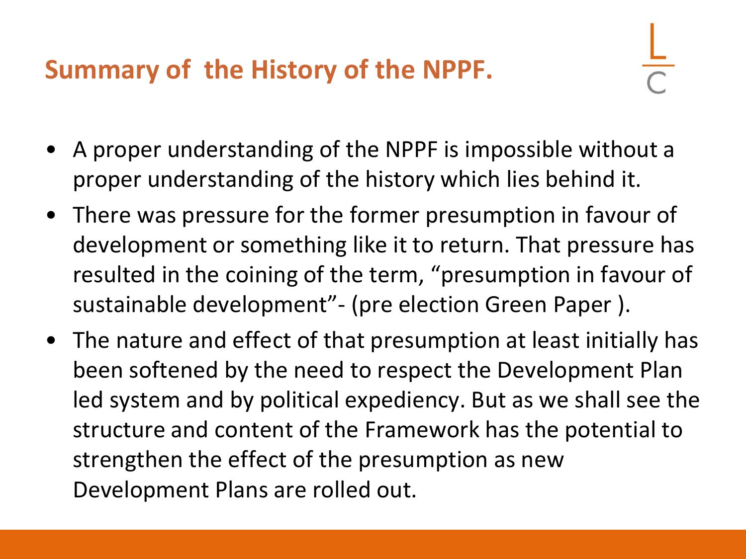## Summary of the History of the NPPF.

- A proper understanding of the NPPF is impossible without a proper understanding of the history which lies behind it.
- There was pressure for the former presumption in favour of development or something like it to return. That pressure has resulted in the coining of the term, "presumption in favour of sustainable development"- (pre election Green Paper ).
- The nature and effect of that presumption at least initially has been softened by the need to respect the Development Plan led system and by political expediency. But as we shall see the structure and content of the Framework has the potential to strengthen the effect of the presumption as new Development Plans are rolled out.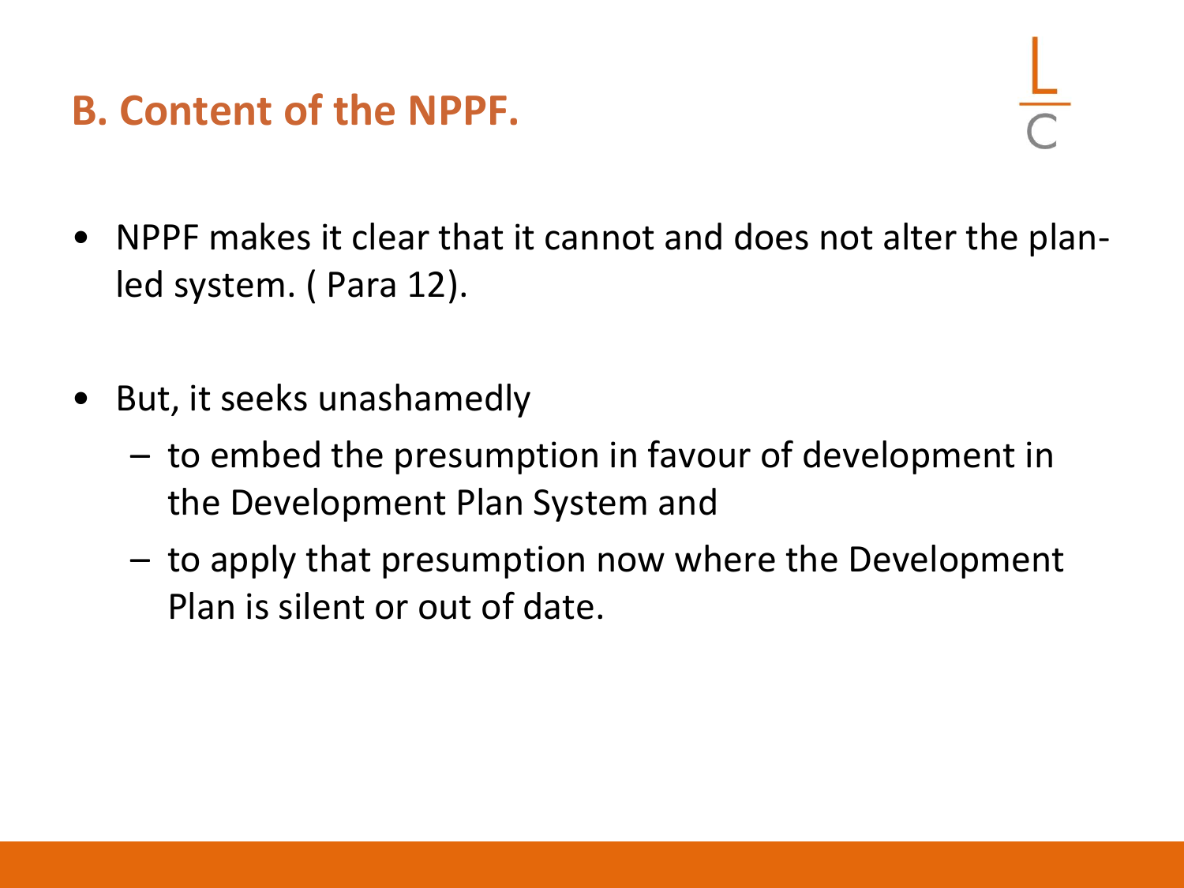## B. Content of the NPPF.

- NPPF makes it clear that it cannot and does not alter the plan-led system. ( Para 12).

- But, it seeks unashamedly
  - to embed the presumption in favour of development in the Development Plan System and
  - to apply that presumption now where the Development Plan is silent or out of date.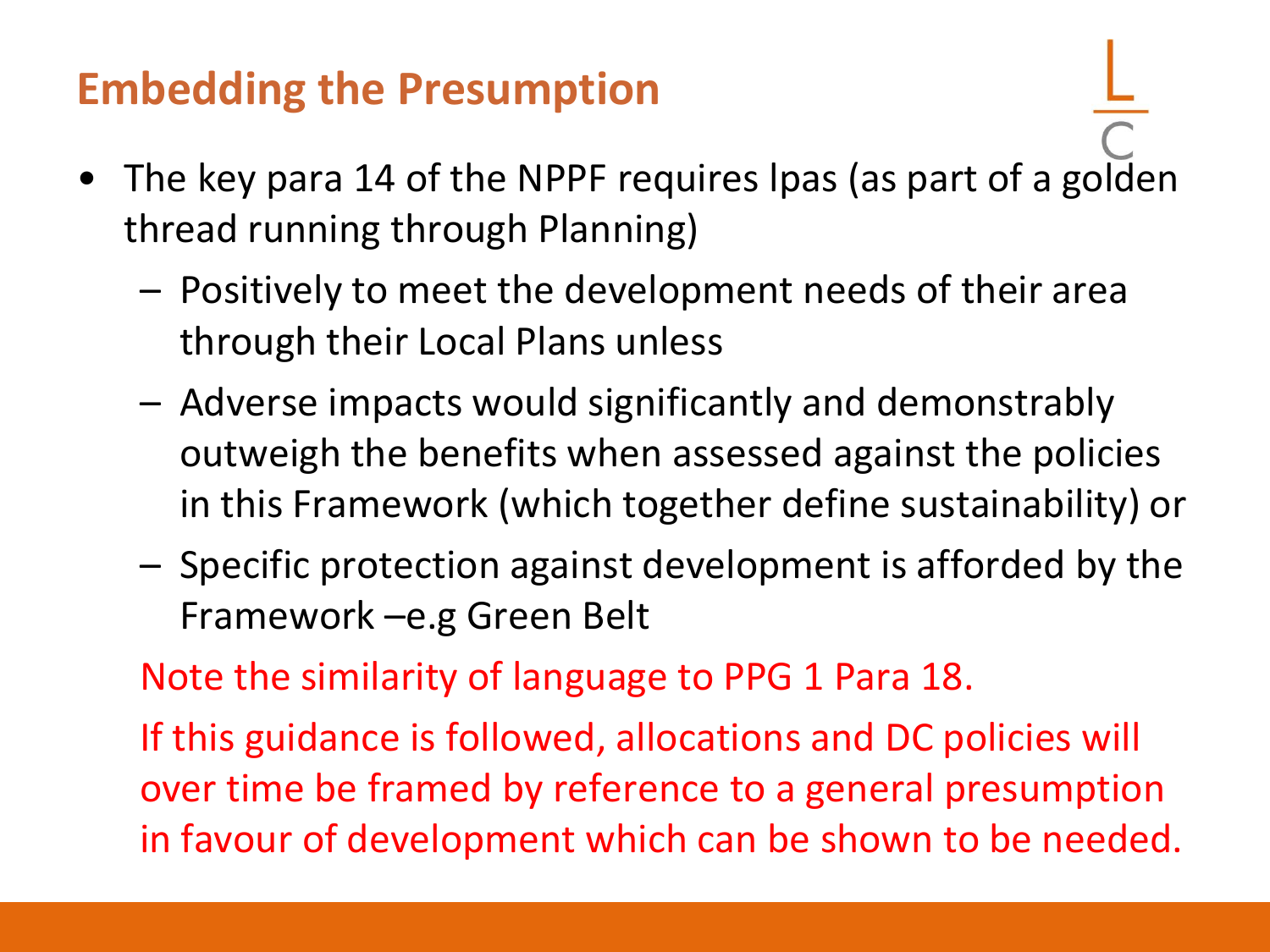## Embedding the Presumption

- The key para 14 of the NPPF requires lpas (as part of a golden thread running through Planning)
  - Positively to meet the development needs of their area through their Local Plans unless
  - Adverse impacts would significantly and demonstrably outweigh the benefits when assessed against the policies in this Framework (which together define sustainability) or
  - Specific protection against development is afforded by the Framework –e.g Green Belt

  Note the similarity of language to PPG 1 Para 18.

  If this guidance is followed, allocations and DC policies will over time be framed by reference to a general presumption in favour of development which can be shown to be needed.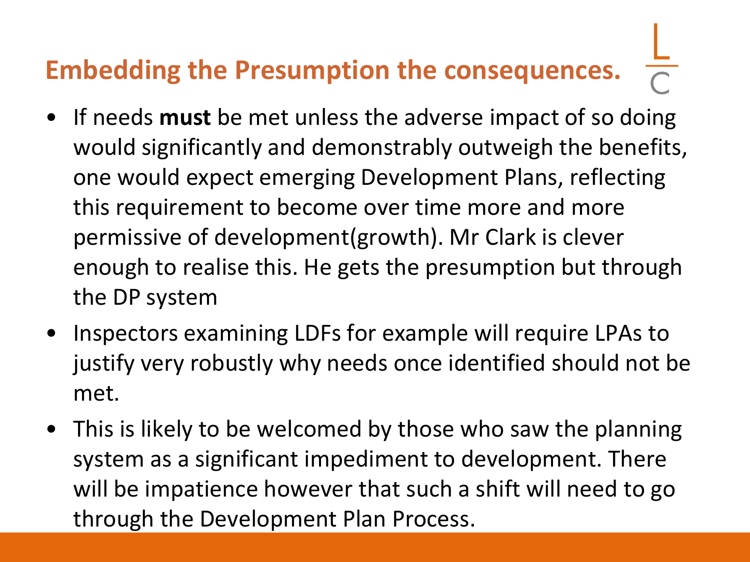# Embedding the Presumption the consequences.

- If needs **must** be met unless the adverse impact of so doing would significantly and demonstrably outweigh the benefits, one would expect emerging Development Plans, reflecting this requirement to become over time more and more permissive of development(growth). Mr Clark is clever enough to realise this. He gets the presumption but through the DP system
- Inspectors examining LDFs for example will require LPAs to justify very robustly why needs once identified should not be met.
- This is likely to be welcomed by those who saw the planning system as a significant impediment to development. There will be impatience however that such a shift will need to go through the Development Plan Process.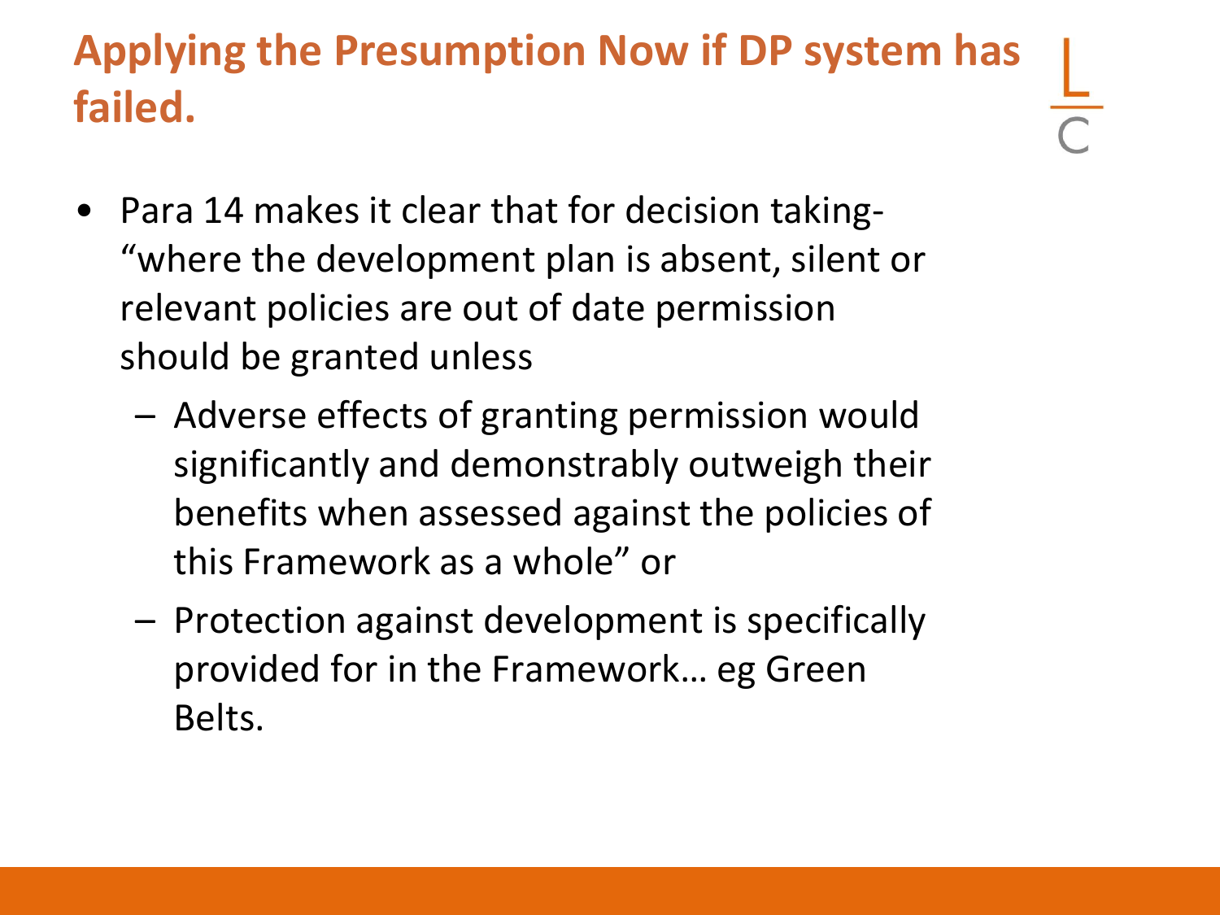# Applying the Presumption Now if DP system has failed.

- Para 14 makes it clear that for decision taking- "where the development plan is absent, silent or relevant policies are out of date permission should be granted unless
  - Adverse effects of granting permission would significantly and demonstrably outweigh their benefits when assessed against the policies of this Framework as a whole" or
  - Protection against development is specifically provided for in the Framework… eg Green Belts.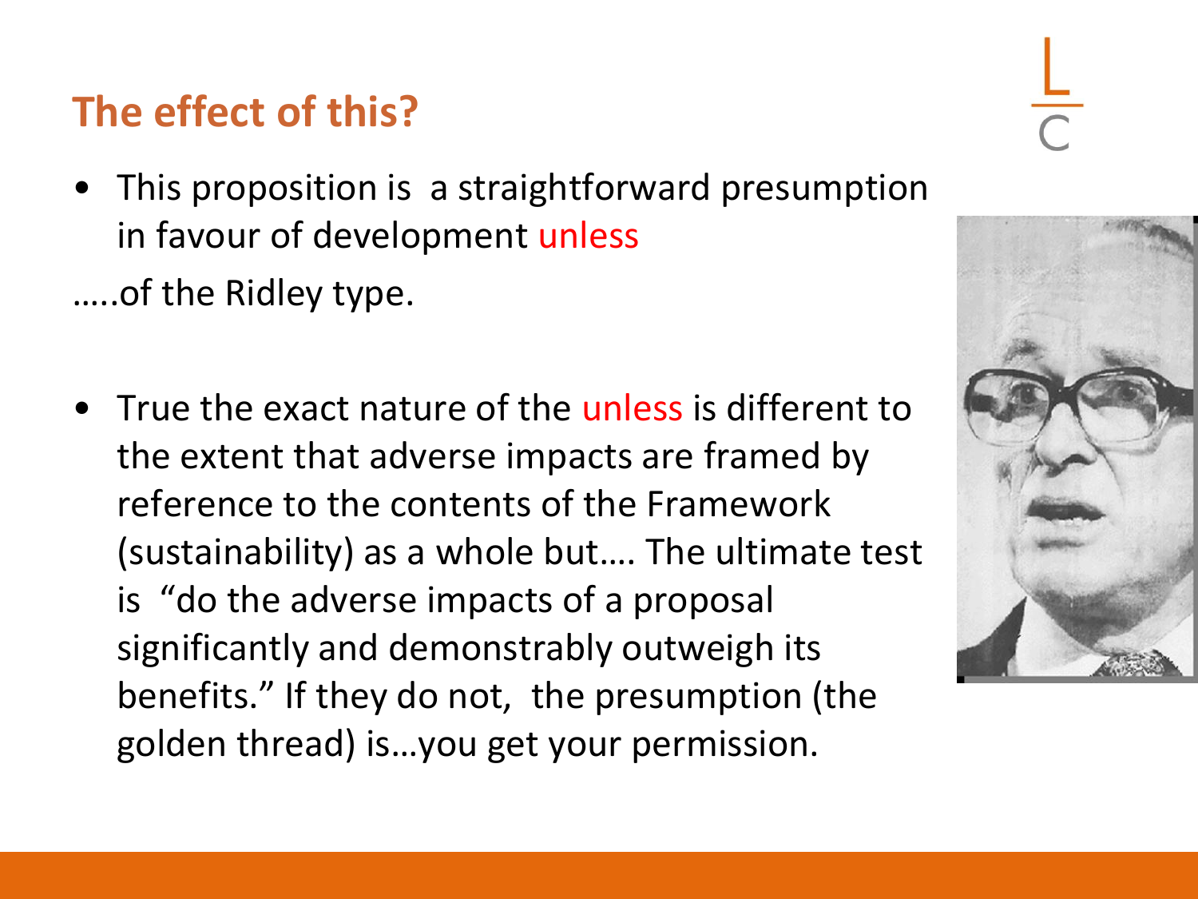## The effect of this?

- This proposition is a straightforward presumption in favour of development unless

…..of the Ridley type.

- True the exact nature of the unless is different to the extent that adverse impacts are framed by reference to the contents of the Framework (sustainability) as a whole but…. The ultimate test is "do the adverse impacts of a proposal significantly and demonstrably outweigh its benefits." If they do not, the presumption (the golden thread) is…you get your permission.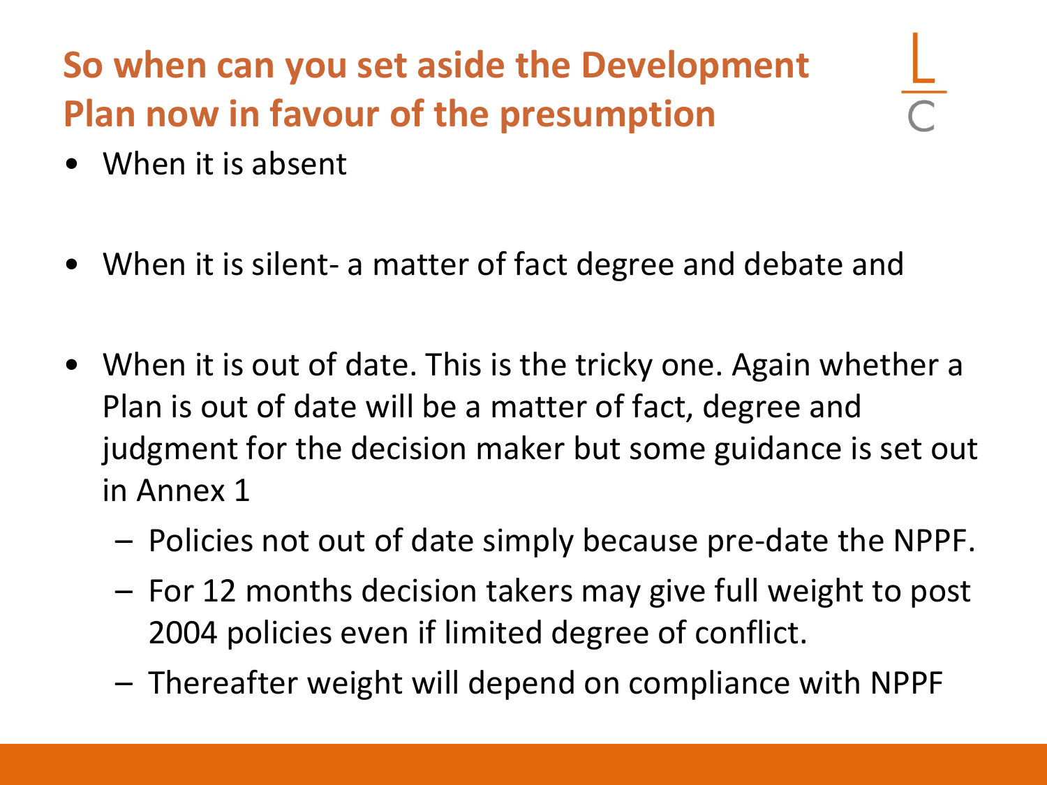# So when can you set aside the Development Plan now in favour of the presumption

- When it is absent
- When it is silent- a matter of fact degree and debate and
- When it is out of date. This is the tricky one. Again whether a Plan is out of date will be a matter of fact, degree and judgment for the decision maker but some guidance is set out in Annex 1
  - Policies not out of date simply because pre-date the NPPF.
  - For 12 months decision takers may give full weight to post 2004 policies even if limited degree of conflict.
  - Thereafter weight will depend on compliance with NPPF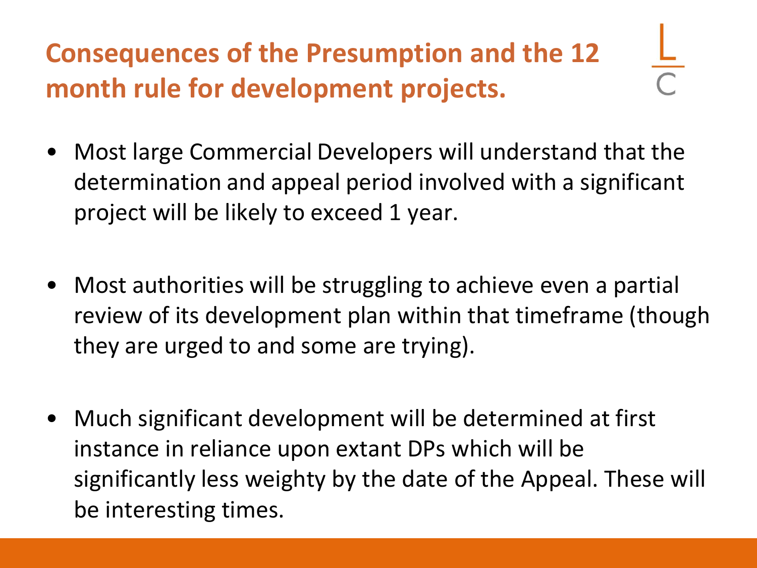# Consequences of the Presumption and the 12 month rule for development projects.

- Most large Commercial Developers will understand that the determination and appeal period involved with a significant project will be likely to exceed 1 year.

- Most authorities will be struggling to achieve even a partial review of its development plan within that timeframe (though they are urged to and some are trying).

- Much significant development will be determined at first instance in reliance upon extant DPs which will be significantly less weighty by the date of the Appeal. These will be interesting times.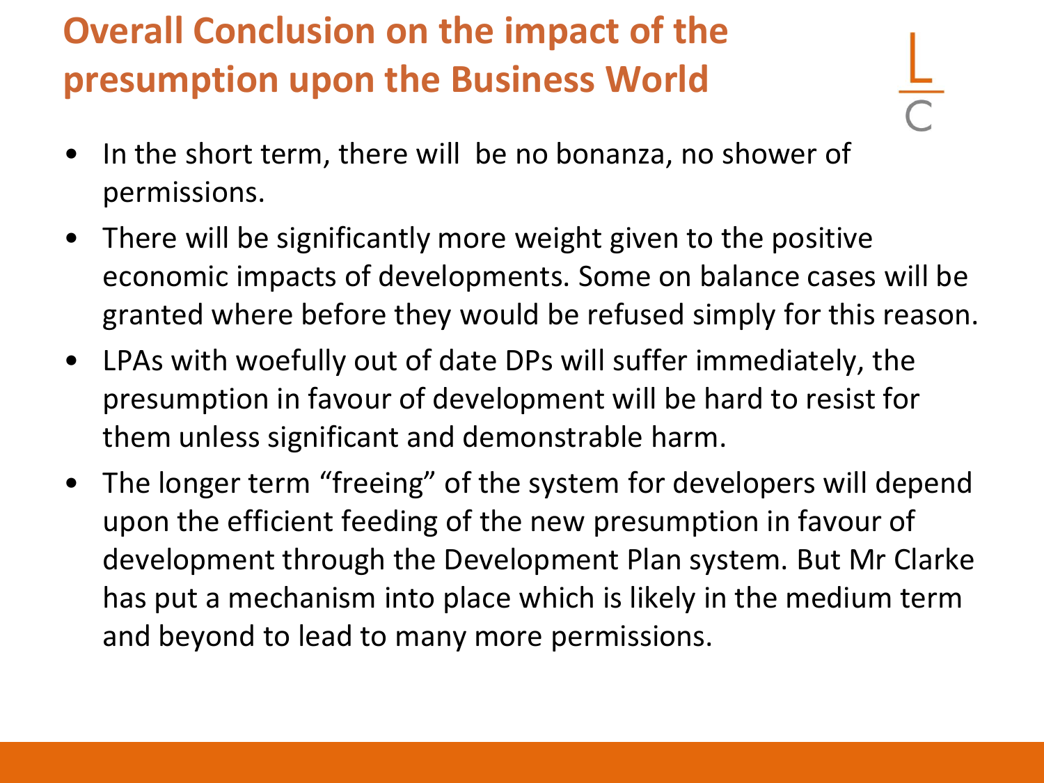# Overall Conclusion on the impact of the presumption upon the Business World

- In the short term, there will be no bonanza, no shower of permissions.
- There will be significantly more weight given to the positive economic impacts of developments. Some on balance cases will be granted where before they would be refused simply for this reason.
- LPAs with woefully out of date DPs will suffer immediately, the presumption in favour of development will be hard to resist for them unless significant and demonstrable harm.
- The longer term "freeing" of the system for developers will depend upon the efficient feeding of the new presumption in favour of development through the Development Plan system. But Mr Clarke has put a mechanism into place which is likely in the medium term and beyond to lead to many more permissions.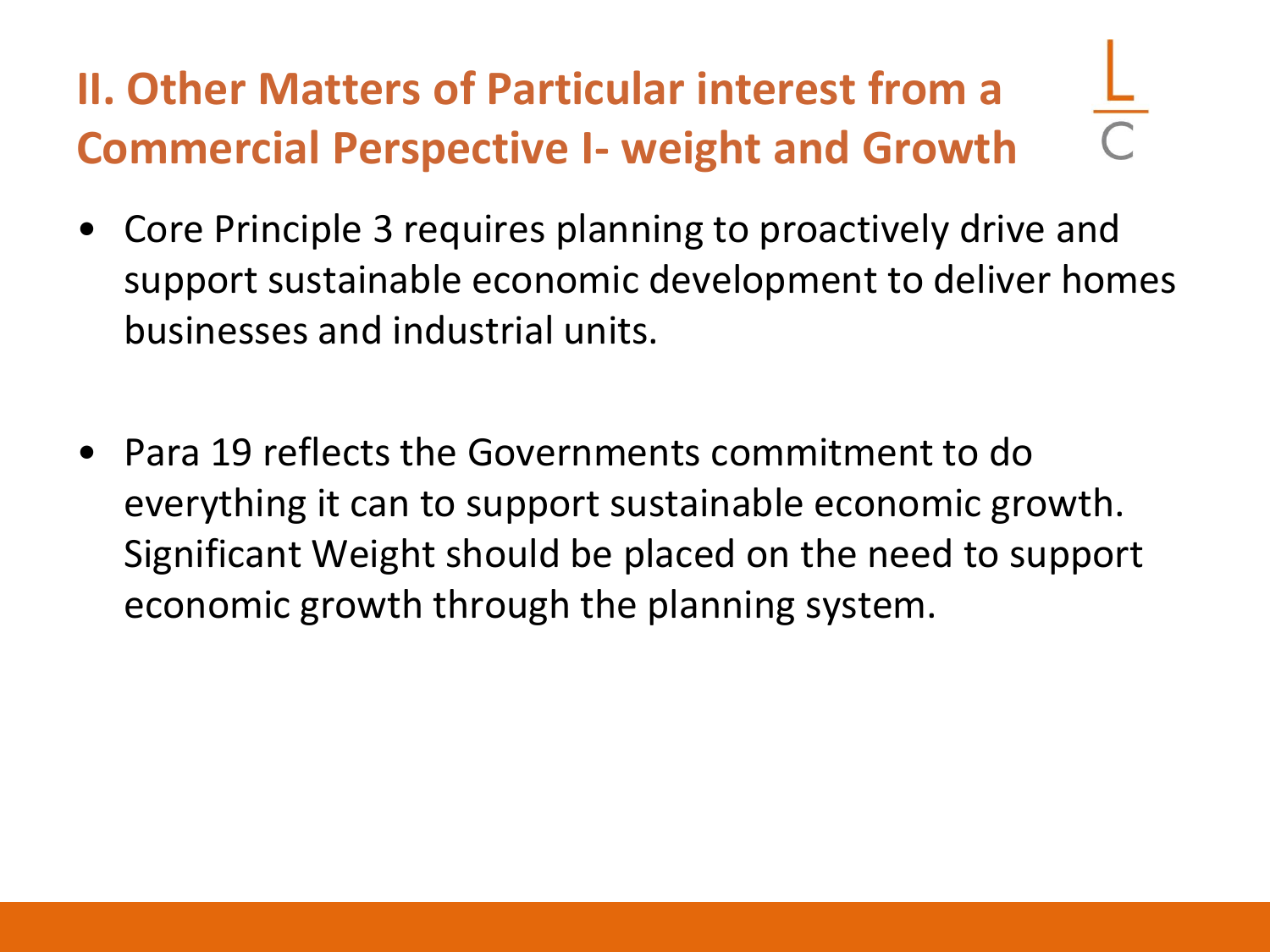## II. Other Matters of Particular interest from a Commercial Perspective I- weight and Growth

- Core Principle 3 requires planning to proactively drive and support sustainable economic development to deliver homes businesses and industrial units.

- Para 19 reflects the Governments commitment to do everything it can to support sustainable economic growth. Significant Weight should be placed on the need to support economic growth through the planning system.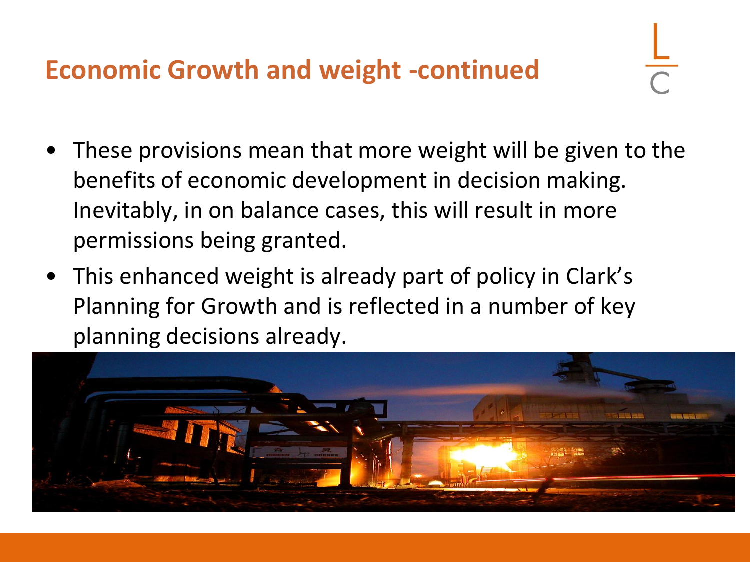## Economic Growth and weight -continued

- These provisions mean that more weight will be given to the benefits of economic development in decision making. Inevitably, in on balance cases, this will result in more permissions being granted.
- This enhanced weight is already part of policy in Clark's Planning for Growth and is reflected in a number of key planning decisions already.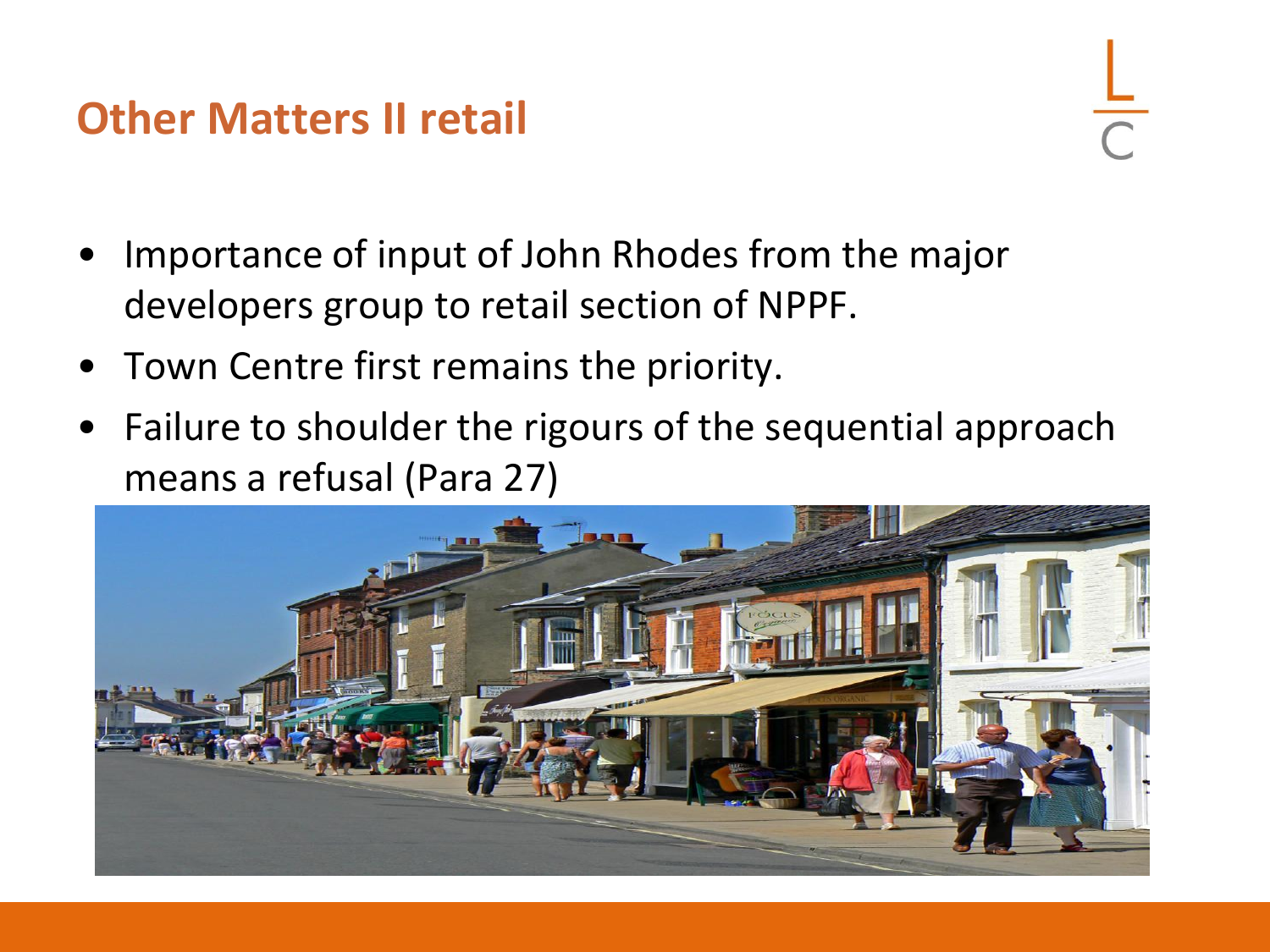## Other Matters II retail

- Importance of input of John Rhodes from the major developers group to retail section of NPPF.
- Town Centre first remains the priority.
- Failure to shoulder the rigours of the sequential approach means a refusal (Para 27)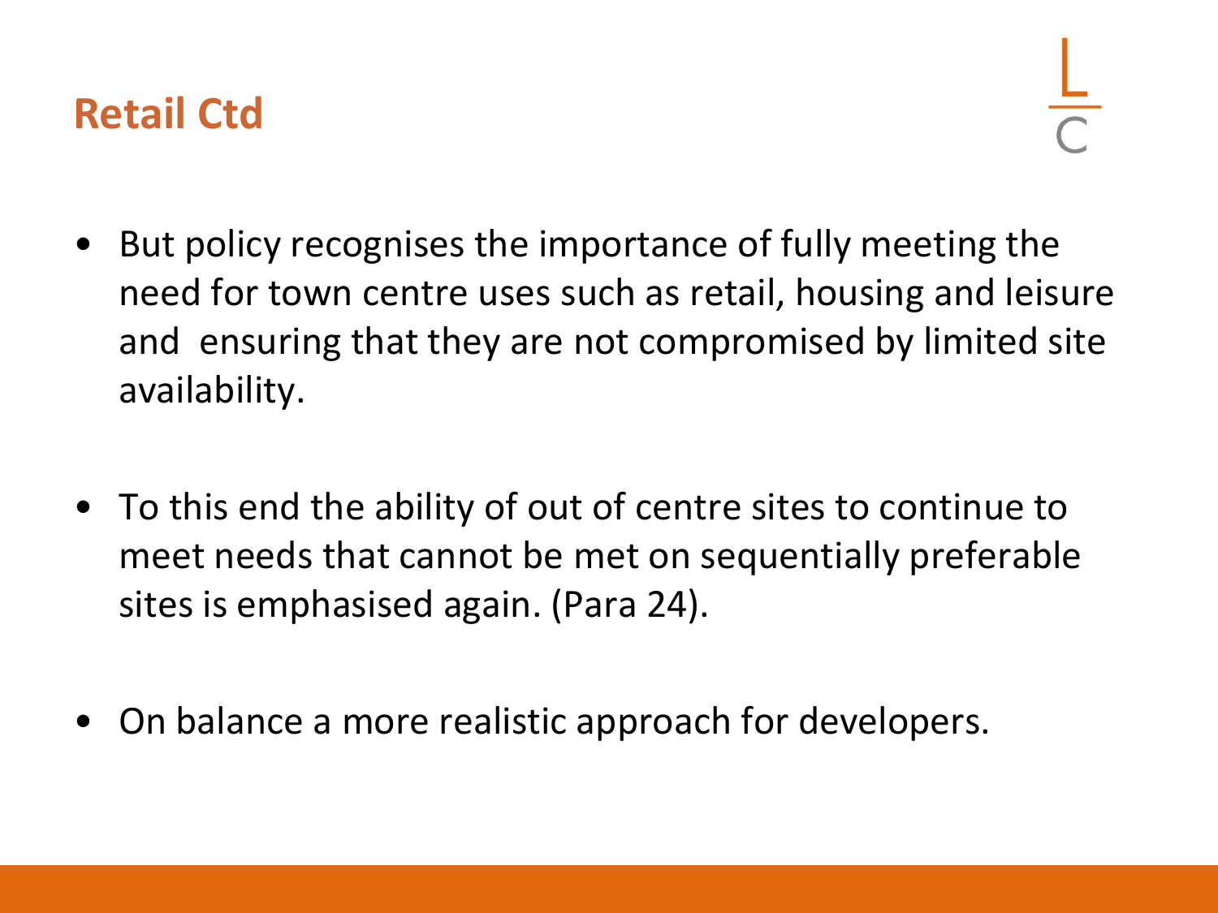## Retail Ctd

- But policy recognises the importance of fully meeting the need for town centre uses such as retail, housing and leisure and ensuring that they are not compromised by limited site availability.

- To this end the ability of out of centre sites to continue to meet needs that cannot be met on sequentially preferable sites is emphasised again. (Para 24).

- On balance a more realistic approach for developers.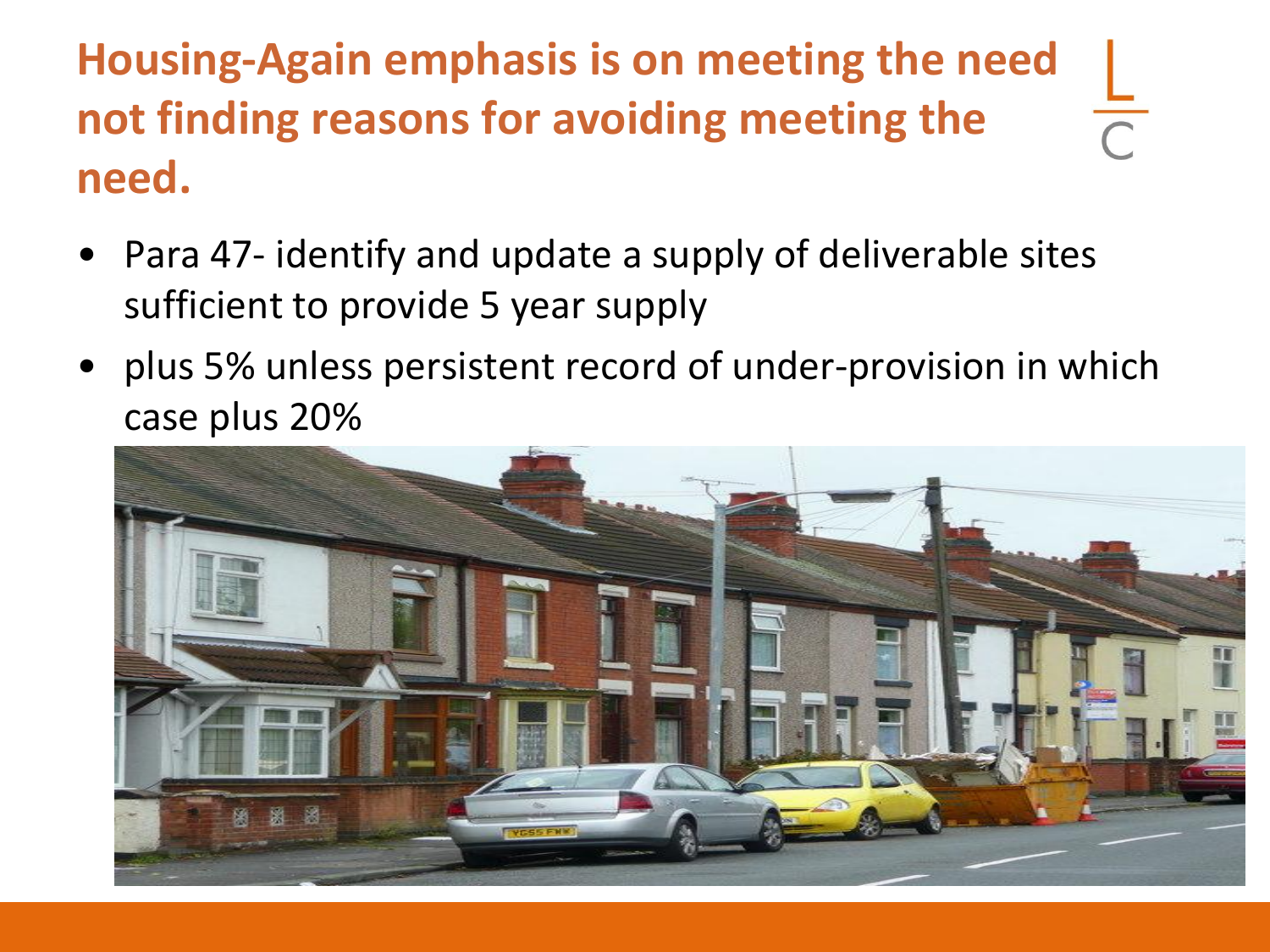# Housing-Again emphasis is on meeting the need not finding reasons for avoiding meeting the need.

- Para 47- identify and update a supply of deliverable sites sufficient to provide 5 year supply
- plus 5% unless persistent record of under-provision in which case plus 20%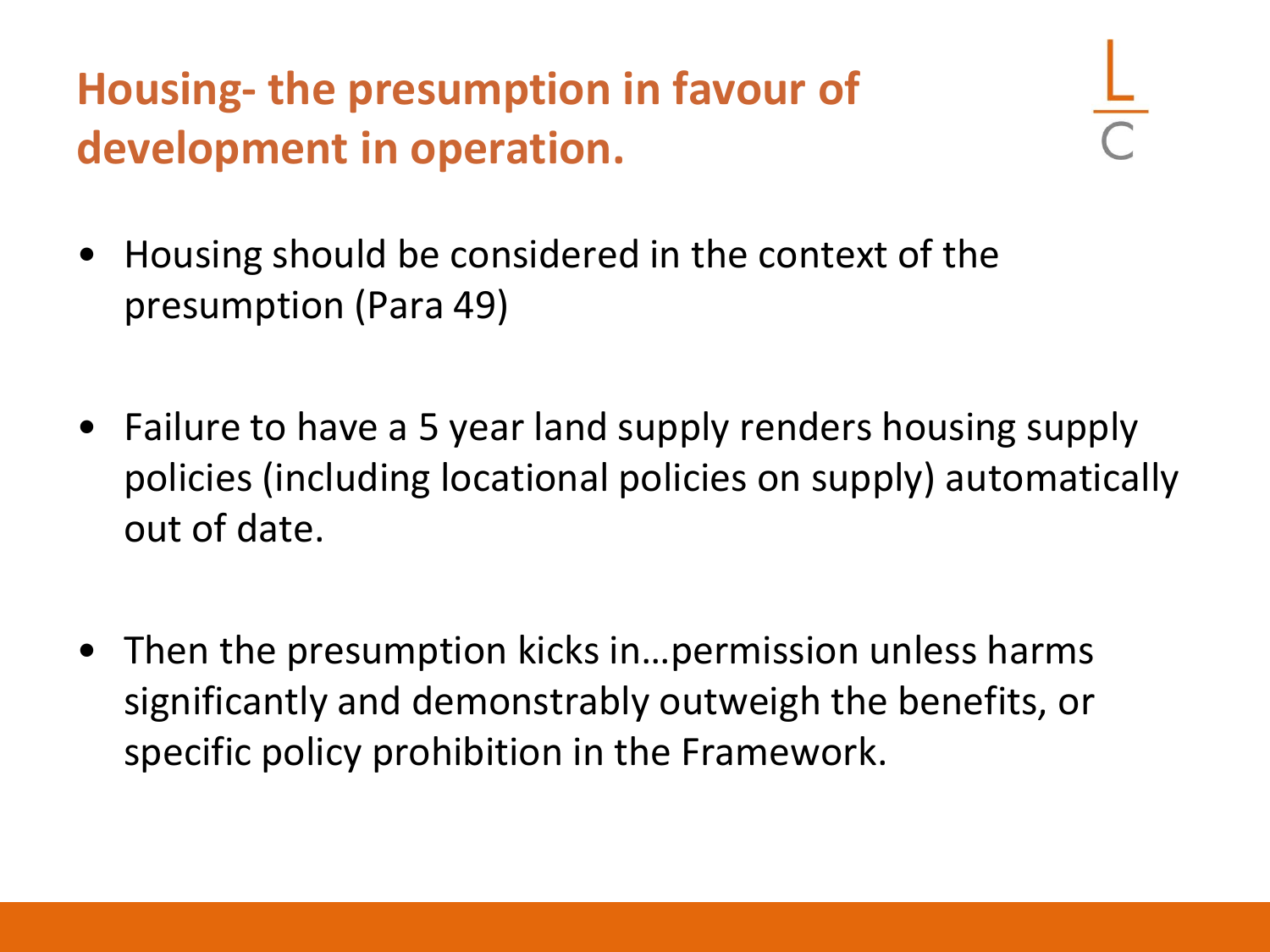# Housing- the presumption in favour of development in operation.

- Housing should be considered in the context of the presumption (Para 49)

- Failure to have a 5 year land supply renders housing supply policies (including locational policies on supply) automatically out of date.

- Then the presumption kicks in…permission unless harms significantly and demonstrably outweigh the benefits, or specific policy prohibition in the Framework.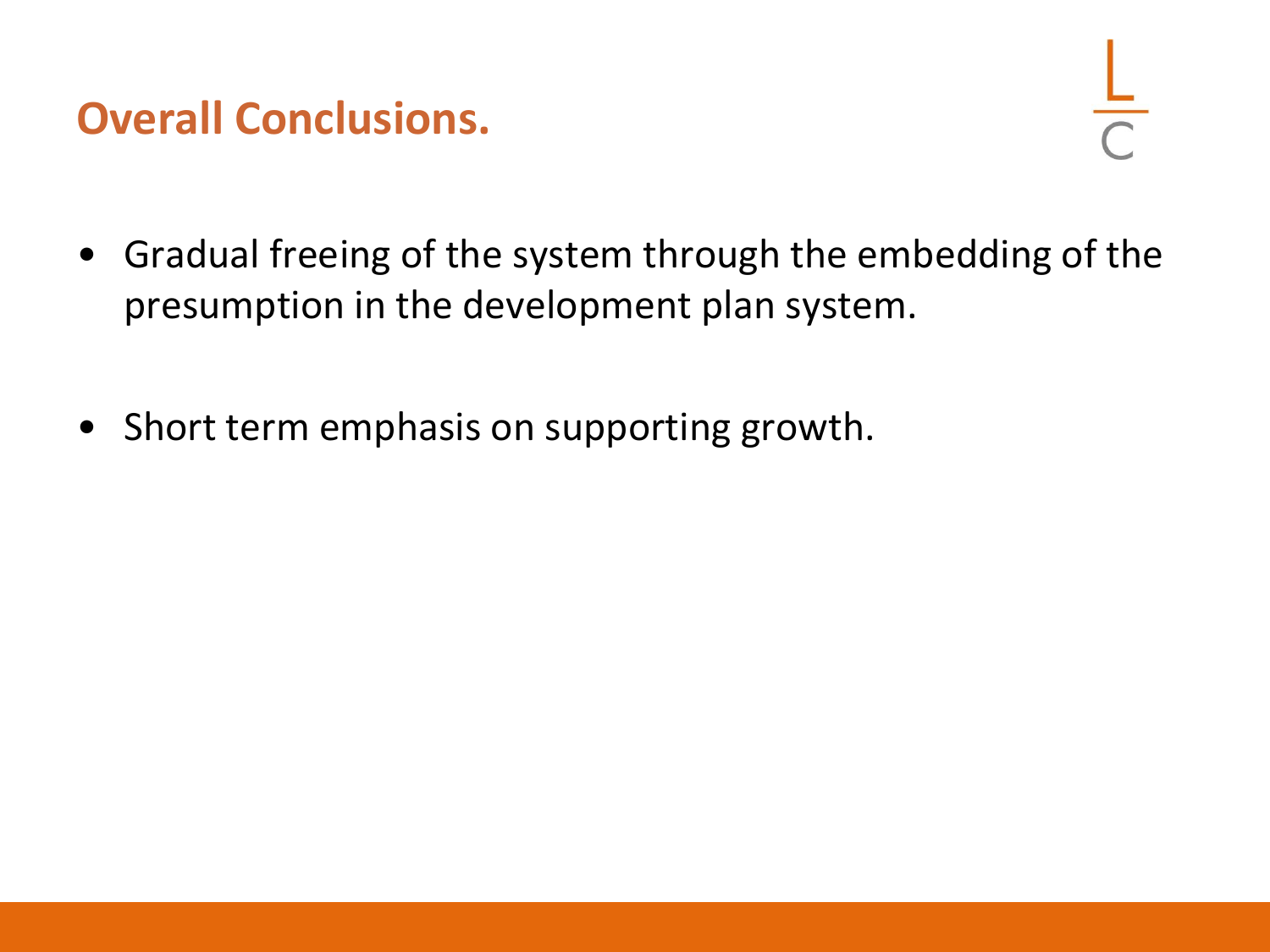## Overall Conclusions.

- Gradual freeing of the system through the embedding of the presumption in the development plan system.

- Short term emphasis on supporting growth.